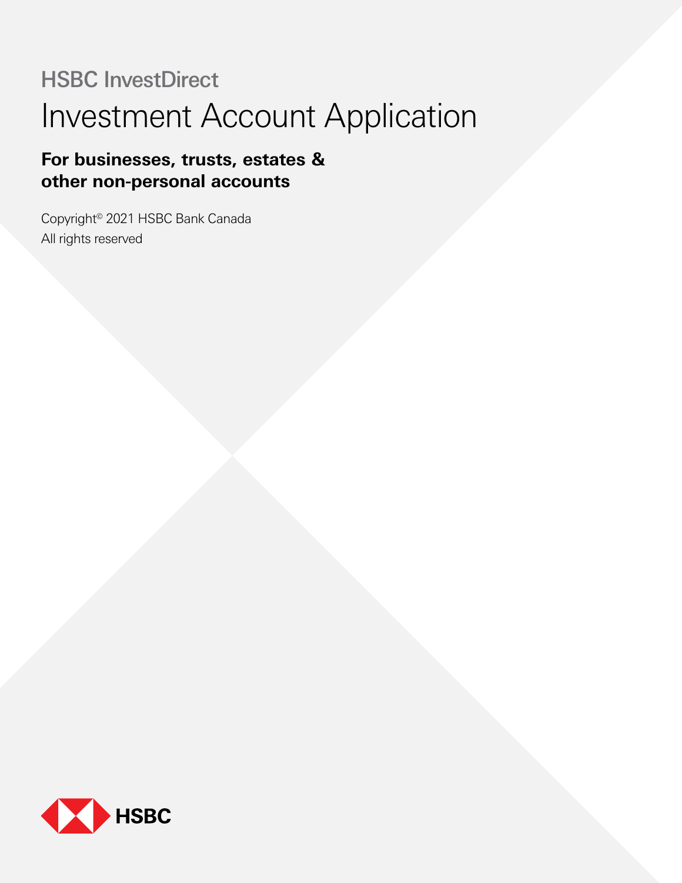## HSBC InvestDirect

# Investment Account Application

**For businesses, trusts, estates & other non-personal accounts**

Copyright© 2021 HSBC Bank Canada
All rights reserved

HSBC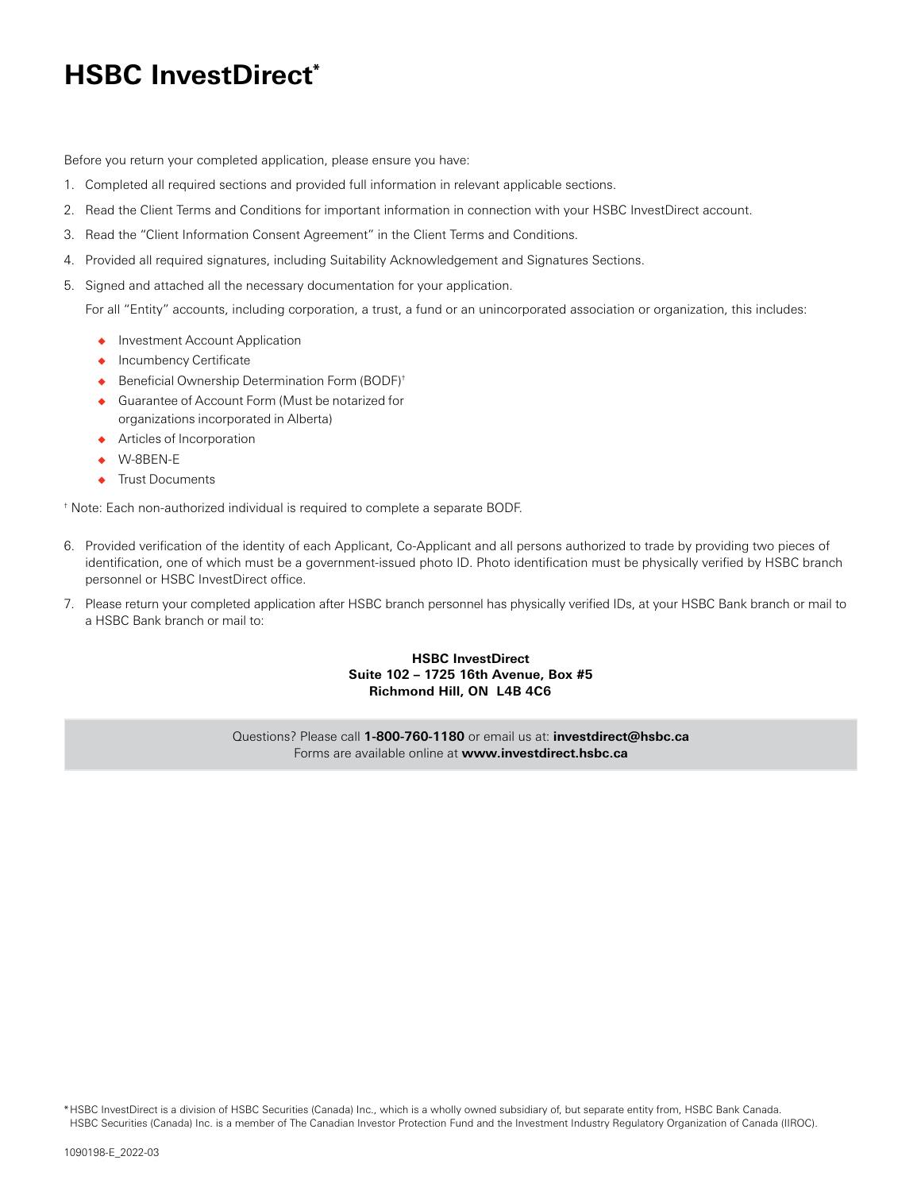# HSBC InvestDirect*

Before you return your completed application, please ensure you have:

1. Completed all required sections and provided full information in relevant applicable sections.
2. Read the Client Terms and Conditions for important information in connection with your HSBC InvestDirect account.
3. Read the "Client Information Consent Agreement" in the Client Terms and Conditions.
4. Provided all required signatures, including Suitability Acknowledgement and Signatures Sections.
5. Signed and attached all the necessary documentation for your application.

   For all "Entity" accounts, including corporation, a trust, a fund or an unincorporated association or organization, this includes:

   - Investment Account Application
   - Incumbency Certificate
   - Beneficial Ownership Determination Form (BODF)†
   - Guarantee of Account Form (Must be notarized for organizations incorporated in Alberta)
   - Articles of Incorporation
   - W-8BEN-E
   - Trust Documents

† Note: Each non-authorized individual is required to complete a separate BODF.

6. Provided verification of the identity of each Applicant, Co-Applicant and all persons authorized to trade by providing two pieces of identification, one of which must be a government-issued photo ID. Photo identification must be physically verified by HSBC branch personnel or HSBC InvestDirect office.
7. Please return your completed application after HSBC branch personnel has physically verified IDs, at your HSBC Bank branch or mail to a HSBC Bank branch or mail to:

**HSBC InvestDirect**
**Suite 102 – 1725 16th Avenue, Box #5**
**Richmond Hill, ON L4B 4C6**

Questions? Please call **1-800-760-1180** or email us at: **investdirect@hsbc.ca**
Forms are available online at **www.investdirect.hsbc.ca**

* HSBC InvestDirect is a division of HSBC Securities (Canada) Inc., which is a wholly owned subsidiary of, but separate entity from, HSBC Bank Canada. HSBC Securities (Canada) Inc. is a member of The Canadian Investor Protection Fund and the Investment Industry Regulatory Organization of Canada (IIROC).

1090198-E_2022-03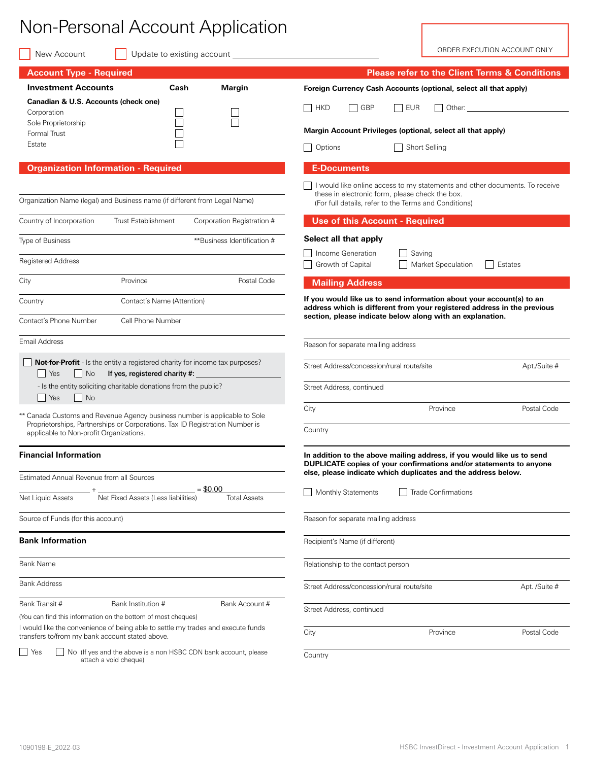# Non-Personal Account Application

ORDER EXECUTION ACCOUNT ONLY

☐ New Account ☐ Update to existing account ______________________

## Account Type - Required

Please refer to the Client Terms & Conditions

| Investment Accounts | Cash | Margin |
|---|---|---|
| **Canadian & U.S. Accounts (check one)** | | |
| Corporation | ☐ | ☐ |
| Sole Proprietorship | ☐ | ☐ |
| Formal Trust | ☐ | |
| Estate | ☐ | |

**Foreign Currency Cash Accounts (optional, select all that apply)**

☐ HKD ☐ GBP ☐ EUR ☐ Other: ______________________

**Margin Account Privileges (optional, select all that apply)**

☐ Options ☐ Short Selling

## Organization Information - Required

Organization Name (legal) and Business name (if different from Legal Name)

Country of Incorporation | Trust Establishment | Corporation Registration #

Type of Business | **Business Identification #

Registered Address

City | Province | Postal Code

Country | Contact's Name (Attention)

Contact's Phone Number | Cell Phone Number

Email Address

☐ **Not-for-Profit** - Is the entity a registered charity for income tax purposes?
☐ Yes ☐ No **If yes, registered charity #:** ______________________

- Is the entity soliciting charitable donations from the public?
☐ Yes ☐ No

** Canada Customs and Revenue Agency business number is applicable to Sole Proprietorships, Partnerships or Corporations. Tax ID Registration Number is applicable to Non-profit Organizations.

### Financial Information

Estimated Annual Revenue from all Sources

Net Liquid Assets + Net Fixed Assets (Less liabilities) = $0.00 Total Assets

Source of Funds (for this account)

### Bank Information

Bank Name

Bank Address

Bank Transit # | Bank Institution # | Bank Account #

(You can find this information on the bottom of most cheques)

I would like the convenience of being able to settle my trades and execute funds transfers to/from my bank account stated above.

☐ Yes ☐ No (If yes and the above is a non HSBC CDN bank account, please attach a void cheque)

## E-Documents

☐ I would like online access to my statements and other documents. To receive these in electronic form, please check the box.
(For full details, refer to the Terms and Conditions)

## Use of this Account - Required

**Select all that apply**

☐ Income Generation ☐ Saving
☐ Growth of Capital ☐ Market Speculation ☐ Estates

## Mailing Address

**If you would like us to send information about your account(s) to an address which is different from your registered address in the previous section, please indicate below along with an explanation.**

Reason for separate mailing address

Street Address/concession/rural route/site | Apt./Suite #

Street Address, continued

City | Province | Postal Code

Country

**In addition to the above mailing address, if you would like us to send DUPLICATE copies of your confirmations and/or statements to anyone else, please indicate which duplicates and the address below.**

☐ Monthly Statements ☐ Trade Confirmations

Reason for separate mailing address

Recipient's Name (if different)

Relationship to the contact person

Street Address/concession/rural route/site | Apt. /Suite #

Street Address, continued

City | Province | Postal Code

Country

1090198-E_2022-03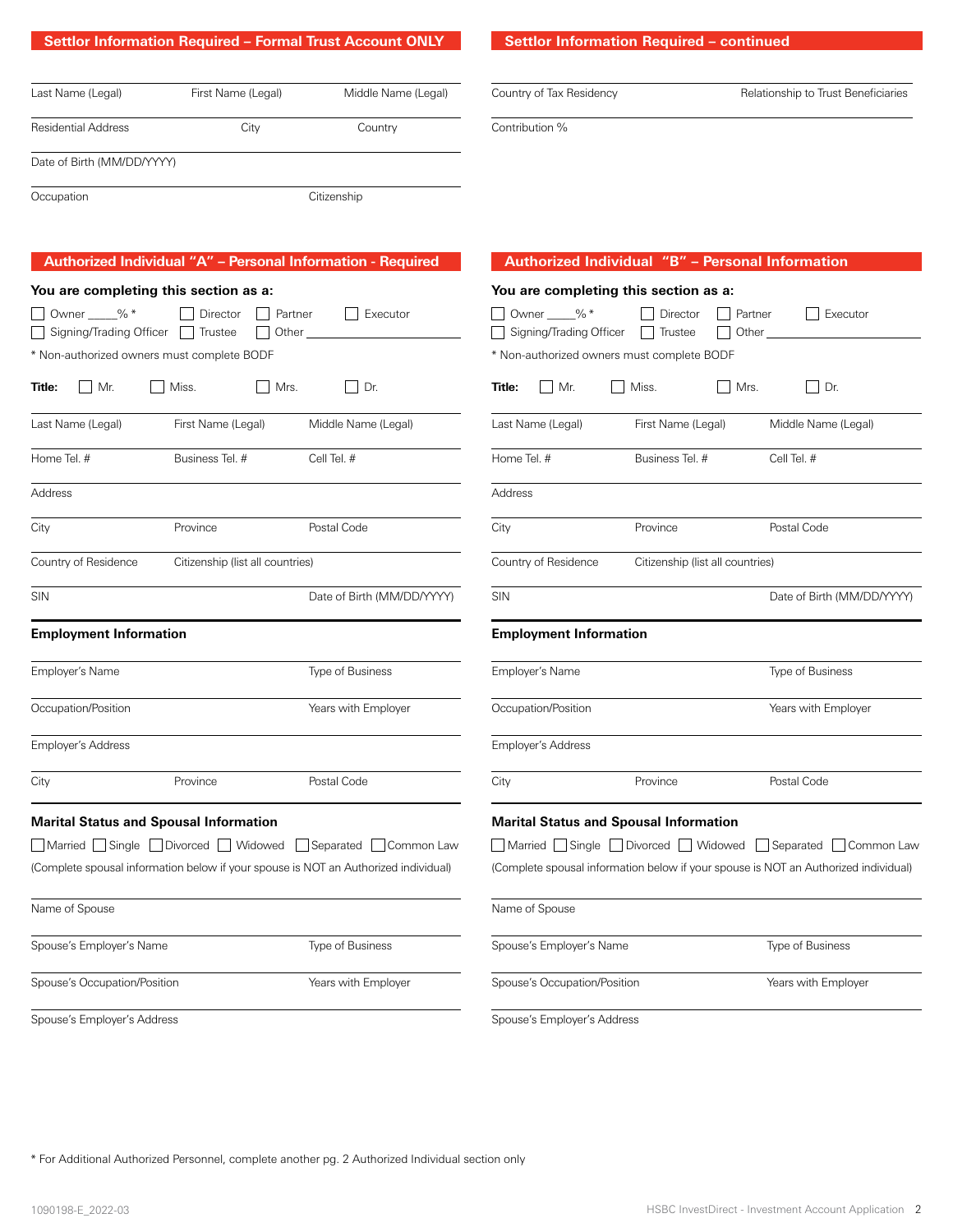## Settlor Information Required – Formal Trust Account ONLY

Last Name (Legal) | First Name (Legal) | Middle Name (Legal)

Residential Address | City | Country

Date of Birth (MM/DD/YYYY)

Occupation | Citizenship

## Settlor Information Required – continued

Country of Tax Residency | Relationship to Trust Beneficiaries

Contribution %

## Authorized Individual “A” – Personal Information - Required

**You are completing this section as a:**

☐ Owner ____% * ☐ Director ☐ Partner ☐ Executor
☐ Signing/Trading Officer ☐ Trustee ☐ Other ____________

* Non-authorized owners must complete BODF

**Title:** ☐ Mr. ☐ Miss. ☐ Mrs. ☐ Dr.

Last Name (Legal) | First Name (Legal) | Middle Name (Legal)

Home Tel. # | Business Tel. # | Cell Tel. #

Address

City | Province | Postal Code

Country of Residence | Citizenship (list all countries)

SIN | Date of Birth (MM/DD/YYYY)

### Employment Information

Employer’s Name | Type of Business

Occupation/Position | Years with Employer

Employer’s Address

City | Province | Postal Code

### Marital Status and Spousal Information

☐ Married ☐ Single ☐ Divorced ☐ Widowed ☐ Separated ☐ Common Law

(Complete spousal information below if your spouse is NOT an Authorized individual)

Name of Spouse

Spouse’s Employer’s Name | Type of Business

Spouse’s Occupation/Position | Years with Employer

Spouse’s Employer’s Address

## Authorized Individual “B” – Personal Information

**You are completing this section as a:**

☐ Owner ____% * ☐ Director ☐ Partner ☐ Executor
☐ Signing/Trading Officer ☐ Trustee ☐ Other ____________

* Non-authorized owners must complete BODF

**Title:** ☐ Mr. ☐ Miss. ☐ Mrs. ☐ Dr.

Last Name (Legal) | First Name (Legal) | Middle Name (Legal)

Home Tel. # | Business Tel. # | Cell Tel. #

Address

City | Province | Postal Code

Country of Residence | Citizenship (list all countries)

SIN | Date of Birth (MM/DD/YYYY)

### Employment Information

Employer’s Name | Type of Business

Occupation/Position | Years with Employer

Employer’s Address

City | Province | Postal Code

### Marital Status and Spousal Information

☐ Married ☐ Single ☐ Divorced ☐ Widowed ☐ Separated ☐ Common Law

(Complete spousal information below if your spouse is NOT an Authorized individual)

Name of Spouse

Spouse’s Employer’s Name | Type of Business

Spouse’s Occupation/Position | Years with Employer

Spouse’s Employer’s Address

* For Additional Authorized Personnel, complete another pg. 2 Authorized Individual section only

1090198-E_2022-03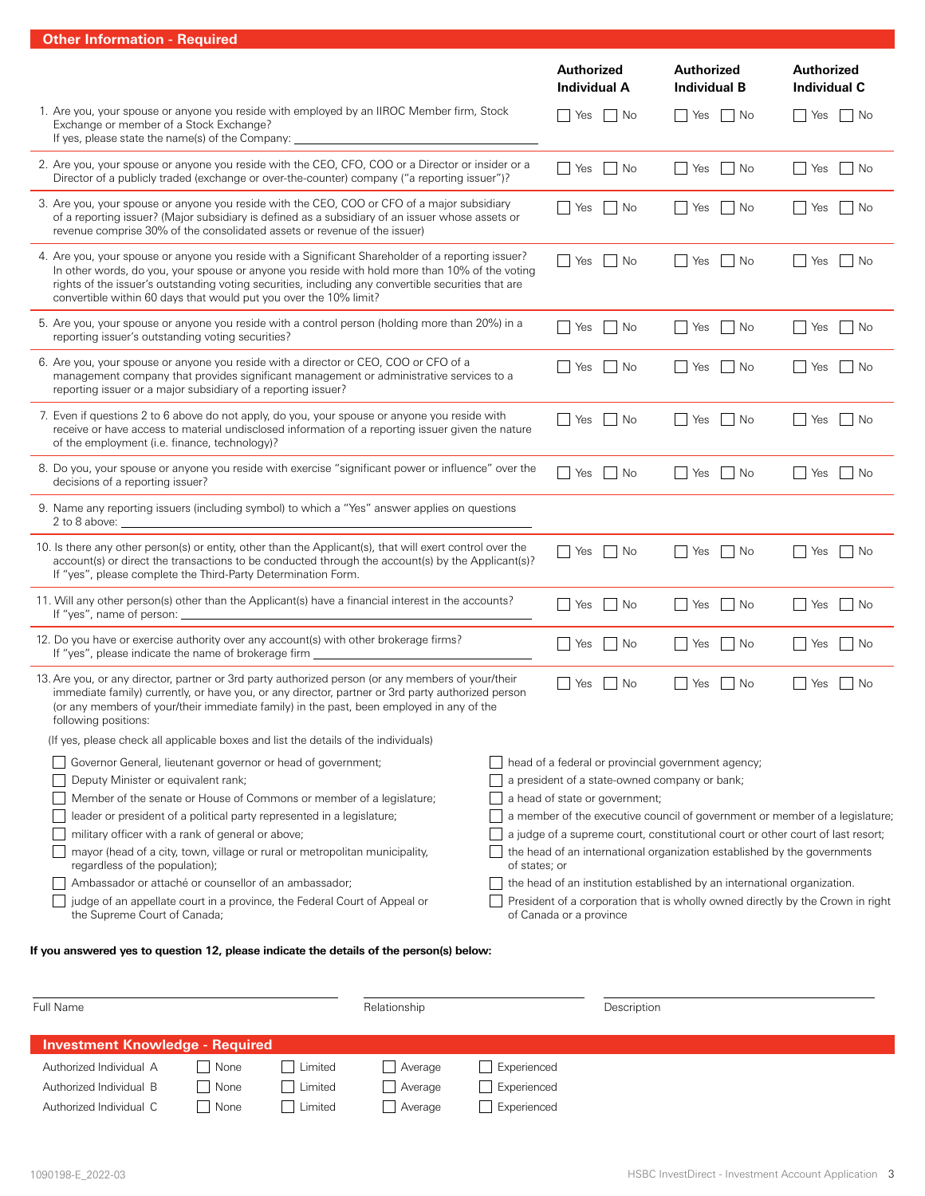## Other Information - Required

| | Authorized Individual A | Authorized Individual B | Authorized Individual C |
|---|---|---|---|
| 1. Are you, your spouse or anyone you reside with employed by an IIROC Member firm, Stock Exchange or member of a Stock Exchange? If yes, please state the name(s) of the Company: ______ | ☐ Yes ☐ No | ☐ Yes ☐ No | ☐ Yes ☐ No |
| 2. Are you, your spouse or anyone you reside with the CEO, CFO, COO or a Director or insider or a Director of a publicly traded (exchange or over-the-counter) company ("a reporting issuer")? | ☐ Yes ☐ No | ☐ Yes ☐ No | ☐ Yes ☐ No |
| 3. Are you, your spouse or anyone you reside with the CEO, COO or CFO of a major subsidiary of a reporting issuer? (Major subsidiary is defined as a subsidiary of an issuer whose assets or revenue comprise 30% of the consolidated assets or revenue of the issuer) | ☐ Yes ☐ No | ☐ Yes ☐ No | ☐ Yes ☐ No |
| 4. Are you, your spouse or anyone you reside with a Significant Shareholder of a reporting issuer? In other words, do you, your spouse or anyone you reside with hold more than 10% of the voting rights of the issuer's outstanding voting securities, including any convertible securities that are convertible within 60 days that would put you over the 10% limit? | ☐ Yes ☐ No | ☐ Yes ☐ No | ☐ Yes ☐ No |
| 5. Are you, your spouse or anyone you reside with a control person (holding more than 20%) in a reporting issuer's outstanding voting securities? | ☐ Yes ☐ No | ☐ Yes ☐ No | ☐ Yes ☐ No |
| 6. Are you, your spouse or anyone you reside with a director or CEO, COO or CFO of a management company that provides significant management or administrative services to a reporting issuer or a major subsidiary of a reporting issuer? | ☐ Yes ☐ No | ☐ Yes ☐ No | ☐ Yes ☐ No |
| 7. Even if questions 2 to 6 above do not apply, do you, your spouse or anyone you reside with receive or have access to material undisclosed information of a reporting issuer given the nature of the employment (i.e. finance, technology)? | ☐ Yes ☐ No | ☐ Yes ☐ No | ☐ Yes ☐ No |
| 8. Do you, your spouse or anyone you reside with exercise "significant power or influence" over the decisions of a reporting issuer? | ☐ Yes ☐ No | ☐ Yes ☐ No | ☐ Yes ☐ No |
| 9. Name any reporting issuers (including symbol) to which a "Yes" answer applies on questions 2 to 8 above: ______ | | | |
| 10. Is there any other person(s) or entity, other than the Applicant(s), that will exert control over the account(s) or direct the transactions to be conducted through the account(s) by the Applicant(s)? If "yes", please complete the Third-Party Determination Form. | ☐ Yes ☐ No | ☐ Yes ☐ No | ☐ Yes ☐ No |
| 11. Will any other person(s) other than the Applicant(s) have a financial interest in the accounts? If "yes", name of person: ______ | ☐ Yes ☐ No | ☐ Yes ☐ No | ☐ Yes ☐ No |
| 12. Do you have or exercise authority over any account(s) with other brokerage firms? If "yes", please indicate the name of brokerage firm ______ | ☐ Yes ☐ No | ☐ Yes ☐ No | ☐ Yes ☐ No |
| 13. Are you, or any director, partner or 3rd party authorized person (or any members of your/their immediate family) currently, or have you, or any director, partner or 3rd party authorized person (or any members of your/their immediate family) in the past, been employed in any of the following positions: | ☐ Yes ☐ No | ☐ Yes ☐ No | ☐ Yes ☐ No |

(If yes, please check all applicable boxes and list the details of the individuals)

- ☐ Governor General, lieutenant governor or head of government;
- ☐ Deputy Minister or equivalent rank;
- ☐ Member of the senate or House of Commons or member of a legislature;
- ☐ leader or president of a political party represented in a legislature;
- ☐ military officer with a rank of general or above;
- ☐ mayor (head of a city, town, village or rural or metropolitan municipality, regardless of the population);
- ☐ Ambassador or attaché or counsellor of an ambassador;
- ☐ judge of an appellate court in a province, the Federal Court of Appeal or the Supreme Court of Canada;
- ☐ head of a federal or provincial government agency;
- ☐ a president of a state-owned company or bank;
- ☐ a head of state or government;
- ☐ a member of the executive council of government or member of a legislature;
- ☐ a judge of a supreme court, constitutional court or other court of last resort;
- ☐ the head of an international organization established by the governments of states; or
- ☐ the head of an institution established by an international organization.
- ☐ President of a corporation that is wholly owned directly by the Crown in right of Canada or a province

**If you answered yes to question 12, please indicate the details of the person(s) below:**

| Full Name | Relationship | Description |
|---|---|---|
| | | |

## Investment Knowledge - Required

| | | | | |
|---|---|---|---|---|
| Authorized Individual A | ☐ None | ☐ Limited | ☐ Average | ☐ Experienced |
| Authorized Individual B | ☐ None | ☐ Limited | ☐ Average | ☐ Experienced |
| Authorized Individual C | ☐ None | ☐ Limited | ☐ Average | ☐ Experienced |

1090198-E_2022-03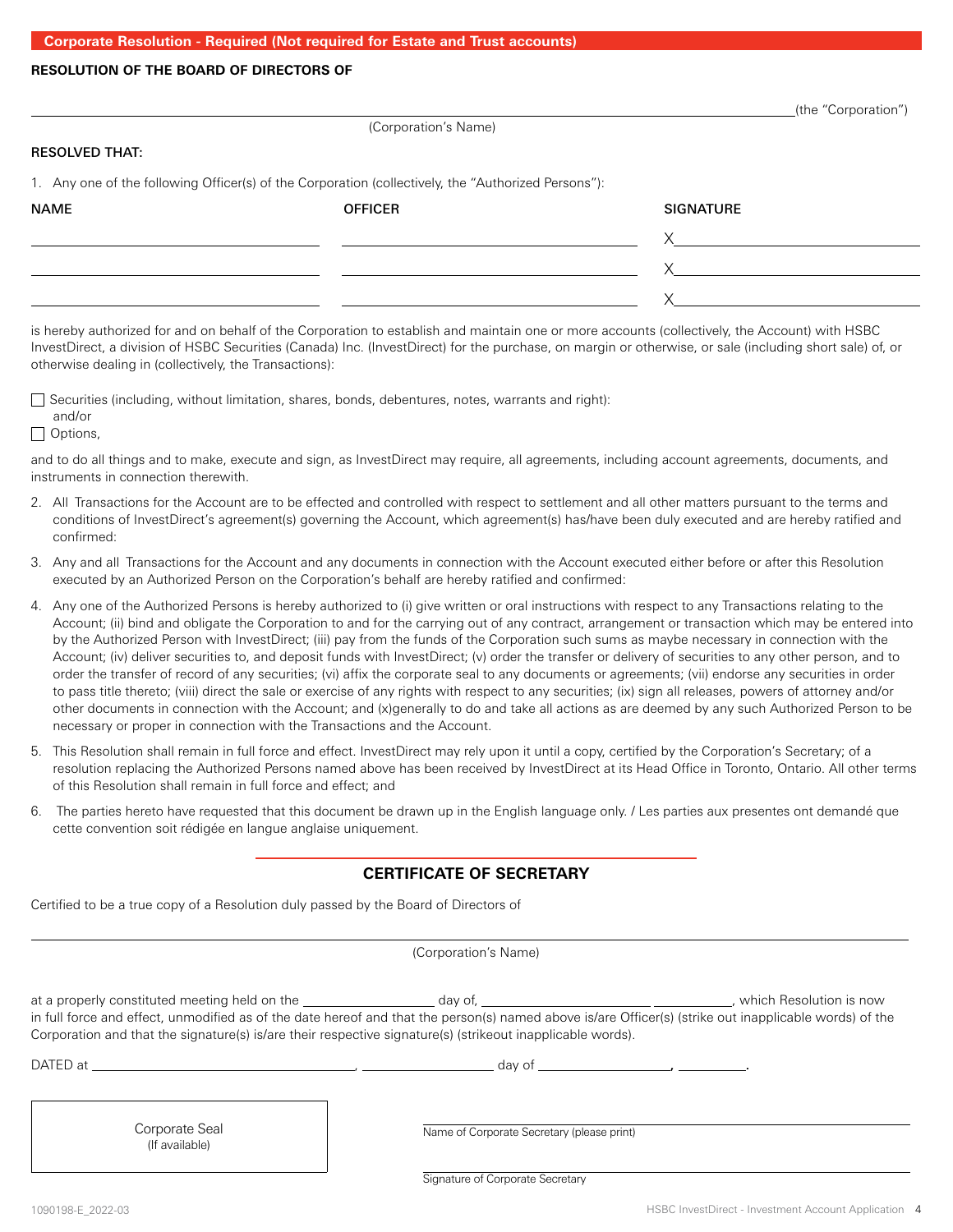## Corporate Resolution - Required (Not required for Estate and Trust accounts)

**RESOLUTION OF THE BOARD OF DIRECTORS OF**

_______________________________________________ (the "Corporation")

(Corporation's Name)

**RESOLVED THAT:**

1. Any one of the following Officer(s) of the Corporation (collectively, the "Authorized Persons"):

| NAME | OFFICER | SIGNATURE |
|---|---|---|
| | | X |
| | | X |
| | | X |

is hereby authorized for and on behalf of the Corporation to establish and maintain one or more accounts (collectively, the Account) with HSBC InvestDirect, a division of HSBC Securities (Canada) Inc. (InvestDirect) for the purchase, on margin or otherwise, or sale (including short sale) of, or otherwise dealing in (collectively, the Transactions):

☐ Securities (including, without limitation, shares, bonds, debentures, notes, warrants and right):
and/or
☐ Options,

and to do all things and to make, execute and sign, as InvestDirect may require, all agreements, including account agreements, documents, and instruments in connection therewith.

2. All Transactions for the Account are to be effected and controlled with respect to settlement and all other matters pursuant to the terms and conditions of InvestDirect's agreement(s) governing the Account, which agreement(s) has/have been duly executed and are hereby ratified and confirmed:
3. Any and all Transactions for the Account and any documents in connection with the Account executed either before or after this Resolution executed by an Authorized Person on the Corporation's behalf are hereby ratified and confirmed:
4. Any one of the Authorized Persons is hereby authorized to (i) give written or oral instructions with respect to any Transactions relating to the Account; (ii) bind and obligate the Corporation to and for the carrying out of any contract, arrangement or transaction which may be entered into by the Authorized Person with InvestDirect; (iii) pay from the funds of the Corporation such sums as maybe necessary in connection with the Account; (iv) deliver securities to, and deposit funds with InvestDirect; (v) order the transfer or delivery of securities to any other person, and to order the transfer of record of any securities; (vi) affix the corporate seal to any documents or agreements; (vii) endorse any securities in order to pass title thereto; (viii) direct the sale or exercise of any rights with respect to any securities; (ix) sign all releases, powers of attorney and/or other documents in connection with the Account; and (x)generally to do and take all actions as are deemed by any such Authorized Person to be necessary or proper in connection with the Transactions and the Account.
5. This Resolution shall remain in full force and effect. InvestDirect may rely upon it until a copy, certified by the Corporation's Secretary; of a resolution replacing the Authorized Persons named above has been received by InvestDirect at its Head Office in Toronto, Ontario. All other terms of this Resolution shall remain in full force and effect; and
6. The parties hereto have requested that this document be drawn up in the English language only. / Les parties aux presentes ont demandé que cette convention soit rédigée en langue anglaise uniquement.

## CERTIFICATE OF SECRETARY

Certified to be a true copy of a Resolution duly passed by the Board of Directors of

_______________________________________________

(Corporation's Name)

at a properly constituted meeting held on the __________ day of, ______________ ________, which Resolution is now in full force and effect, unmodified as of the date hereof and that the person(s) named above is/are Officer(s) (strike out inapplicable words) of the Corporation and that the signature(s) is/are their respective signature(s) (strikeout inapplicable words).

DATED at ____________________, __________ day of __________, ______.

Corporate Seal
(If available)

_______________________________________________
Name of Corporate Secretary (please print)

_______________________________________________
Signature of Corporate Secretary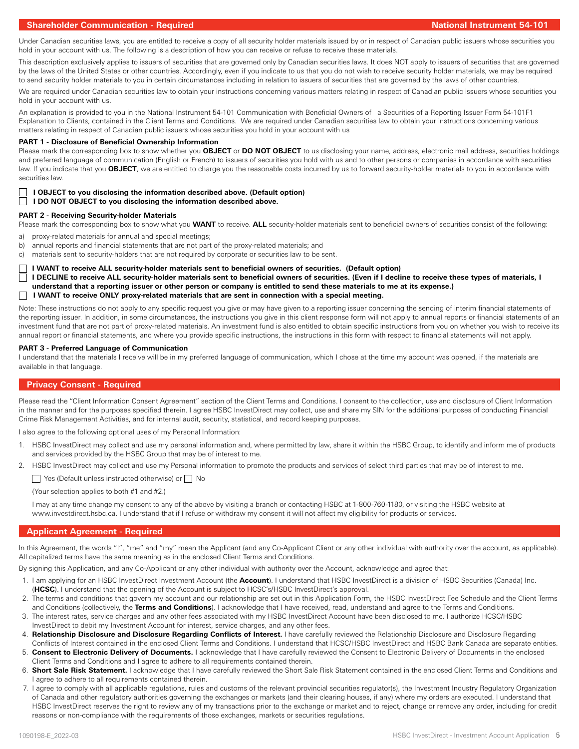## Shareholder Communication - Required

**National Instrument 54-101**

Under Canadian securities laws, you are entitled to receive a copy of all security holder materials issued by or in respect of Canadian public issuers whose securities you hold in your account with us. The following is a description of how you can receive or refuse to receive these materials.

This description exclusively applies to issuers of securities that are governed only by Canadian securities laws. It does NOT apply to issuers of securities that are governed by the laws of the United States or other countries. Accordingly, even if you indicate to us that you do not wish to receive security holder materials, we may be required to send security holder materials to you in certain circumstances including in relation to issuers of securities that are governed by the laws of other countries.

We are required under Canadian securities law to obtain your instructions concerning various matters relating in respect of Canadian public issuers whose securities you hold in your account with us.

An explanation is provided to you in the National Instrument 54-101 Communication with Beneficial Owners of a Securities of a Reporting Issuer Form 54-101F1 Explanation to Clients, contained in the Client Terms and Conditions. We are required under Canadian securities law to obtain your instructions concerning various matters relating in respect of Canadian public issuers whose securities you hold in your account with us

### PART 1 - Disclosure of Beneficial Ownership Information

Please mark the corresponding box to show whether you **OBJECT** or **DO NOT OBJECT** to us disclosing your name, address, electronic mail address, securities holdings and preferred language of communication (English or French) to issuers of securities you hold with us and to other persons or companies in accordance with securities law. If you indicate that you **OBJECT**, we are entitled to charge you the reasonable costs incurred by us to forward security-holder materials to you in accordance with securities law.

☐ **I OBJECT to you disclosing the information described above. (Default option)**
☐ **I DO NOT OBJECT to you disclosing the information described above.**

### PART 2 - Receiving Security-holder Materials

Please mark the corresponding box to show what you **WANT** to receive. **ALL** security-holder materials sent to beneficial owners of securities consist of the following:

a) proxy-related materials for annual and special meetings;
b) annual reports and financial statements that are not part of the proxy-related materials; and
c) materials sent to security-holders that are not required by corporate or securities law to be sent.

☐ **I WANT to receive ALL security-holder materials sent to beneficial owners of securities. (Default option)**
☐ **I DECLINE to receive ALL security-holder materials sent to beneficial owners of securities. (Even if I decline to receive these types of materials, I understand that a reporting issuer or other person or company is entitled to send these materials to me at its expense.)**
☐ **I WANT to receive ONLY proxy-related materials that are sent in connection with a special meeting.**

Note: These instructions do not apply to any specific request you give or may have given to a reporting issuer concerning the sending of interim financial statements of the reporting issuer. In addition, in some circumstances, the instructions you give in this client response form will not apply to annual reports or financial statements of an investment fund that are not part of proxy-related materials. An investment fund is also entitled to obtain specific instructions from you on whether you wish to receive its annual report or financial statements, and where you provide specific instructions, the instructions in this form with respect to financial statements will not apply.

### PART 3 - Preferred Language of Communication

I understand that the materials I receive will be in my preferred language of communication, which I chose at the time my account was opened, if the materials are available in that language.

## Privacy Consent - Required

Please read the "Client Information Consent Agreement" section of the Client Terms and Conditions. I consent to the collection, use and disclosure of Client Information in the manner and for the purposes specified therein. I agree HSBC InvestDirect may collect, use and share my SIN for the additional purposes of conducting Financial Crime Risk Management Activities, and for internal audit, security, statistical, and record keeping purposes.

I also agree to the following optional uses of my Personal Information:

1. HSBC InvestDirect may collect and use my personal information and, where permitted by law, share it within the HSBC Group, to identify and inform me of products and services provided by the HSBC Group that may be of interest to me.
2. HSBC InvestDirect may collect and use my Personal information to promote the products and services of select third parties that may be of interest to me.

☐ Yes (Default unless instructed otherwise) or ☐ No

(Your selection applies to both #1 and #2.)

I may at any time change my consent to any of the above by visiting a branch or contacting HSBC at 1-800-760-1180, or visiting the HSBC website at www.investdirect.hsbc.ca. I understand that if I refuse or withdraw my consent it will not affect my eligibility for products or services.

## Applicant Agreement - Required

In this Agreement, the words "I", "me" and "my" mean the Applicant (and any Co-Applicant Client or any other individual with authority over the account, as applicable). All capitalized terms have the same meaning as in the enclosed Client Terms and Conditions.

By signing this Application, and any Co-Applicant or any other individual with authority over the Account, acknowledge and agree that:

1. I am applying for an HSBC InvestDirect Investment Account (the **Account**). I understand that HSBC InvestDirect is a division of HSBC Securities (Canada) Inc. (**HCSC**). I understand that the opening of the Account is subject to HSCS's/HSBC InvestDirect's approval.
2. The terms and conditions that govern my account and our relationship are set out in this Application Form, the HSBC InvestDirect Fee Schedule and the Client Terms and Conditions (collectively, the **Terms and Conditions**). I acknowledge that I have received, read, understand and agree to the Terms and Conditions.
3. The interest rates, service charges and any other fees associated with my HSBC InvestDirect Account have been disclosed to me. I authorize HCSC/HSBC InvestDirect to debit my Investment Account for interest, service charges, and any other fees.
4. **Relationship Disclosure and Disclosure Regarding Conflicts of Interest.** I have carefully reviewed the Relationship Disclosure and Disclosure Regarding Conflicts of Interest contained in the enclosed Client Terms and Conditions. I understand that HCSC/HSBC InvestDirect and HSBC Bank Canada are separate entities.
5. **Consent to Electronic Delivery of Documents.** I acknowledge that I have carefully reviewed the Consent to Electronic Delivery of Documents in the enclosed Client Terms and Conditions and I agree to adhere to all requirements contained therein.
6. **Short Sale Risk Statement.** I acknowledge that I have carefully reviewed the Short Sale Risk Statement contained in the enclosed Client Terms and Conditions and I agree to adhere to all requirements contained therein.
7. I agree to comply with all applicable regulations, rules and customs of the relevant provincial securities regulator(s), the Investment Industry Regulatory Organization of Canada and other regulatory authorities governing the exchanges or markets (and their clearing houses, if any) where my orders are executed. I understand that HSBC InvestDirect reserves the right to review any of my transactions prior to the exchange or market and to reject, change or remove any order, including for credit reasons or non-compliance with the requirements of those exchanges, markets or securities regulations.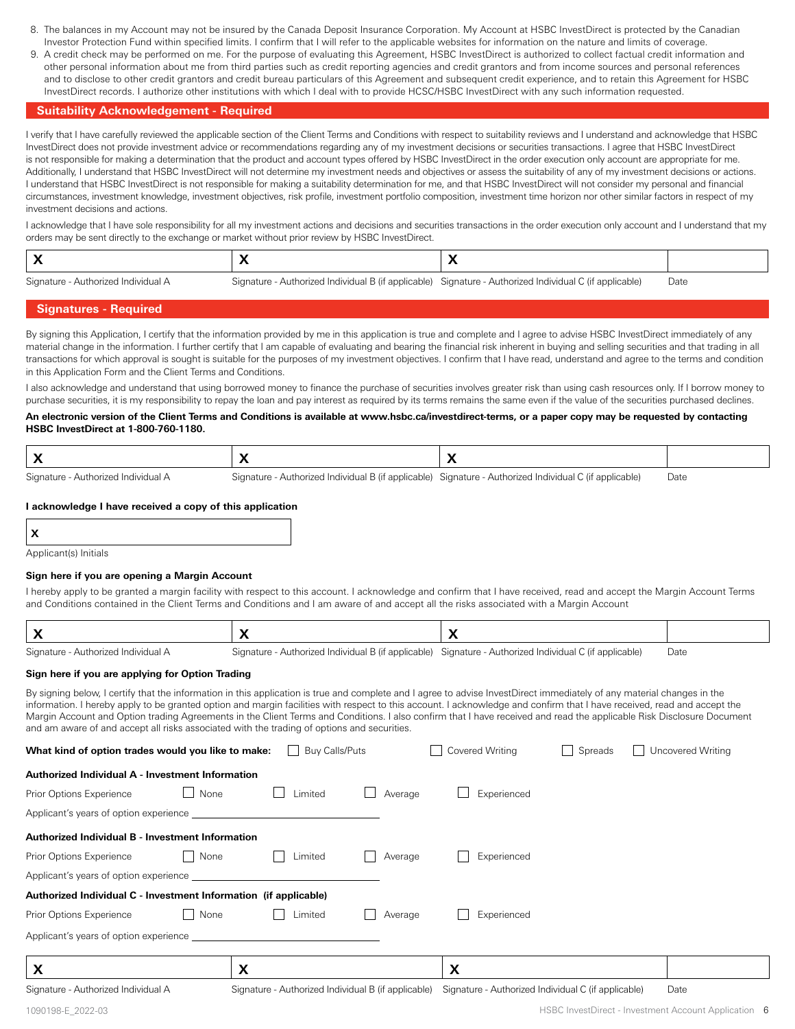8. The balances in my Account may not be insured by the Canada Deposit Insurance Corporation. My Account at HSBC InvestDirect is protected by the Canadian Investor Protection Fund within specified limits. I confirm that I will refer to the applicable websites for information on the nature and limits of coverage.
9. A credit check may be performed on me. For the purpose of evaluating this Agreement, HSBC InvestDirect is authorized to collect factual credit information and other personal information about me from third parties such as credit reporting agencies and credit grantors and from income sources and personal references and to disclose to other credit grantors and credit bureau particulars of this Agreement and subsequent credit experience, and to retain this Agreement for HSBC InvestDirect records. I authorize other institutions with which I deal with to provide HCSC/HSBC InvestDirect with any such information requested.

## Suitability Acknowledgement - Required

I verify that I have carefully reviewed the applicable section of the Client Terms and Conditions with respect to suitability reviews and I understand and acknowledge that HSBC InvestDirect does not provide investment advice or recommendations regarding any of my investment decisions or securities transactions. I agree that HSBC InvestDirect is not responsible for making a determination that the product and account types offered by HSBC InvestDirect in the order execution only account are appropriate for me. Additionally, I understand that HSBC InvestDirect will not determine my investment needs and objectives or assess the suitability of any of my investment decisions or actions. I understand that HSBC InvestDirect is not responsible for making a suitability determination for me, and that HSBC InvestDirect will not consider my personal and financial circumstances, investment knowledge, investment objectives, risk profile, investment portfolio composition, investment time horizon nor other similar factors in respect of my investment decisions and actions.

I acknowledge that I have sole responsibility for all my investment actions and decisions and securities transactions in the order execution only account and I understand that my orders may be sent directly to the exchange or market without prior review by HSBC InvestDirect.

| X | X | X | |
|---|---|---|---|
| Signature - Authorized Individual A | Signature - Authorized Individual B (if applicable) | Signature - Authorized Individual C (if applicable) | Date |

## Signatures - Required

By signing this Application, I certify that the information provided by me in this application is true and complete and I agree to advise HSBC InvestDirect immediately of any material change in the information. I further certify that I am capable of evaluating and bearing the financial risk inherent in buying and selling securities and that trading in all transactions for which approval is sought is suitable for the purposes of my investment objectives. I confirm that I have read, understand and agree to the terms and condition in this Application Form and the Client Terms and Conditions.

I also acknowledge and understand that using borrowed money to finance the purchase of securities involves greater risk than using cash resources only. If I borrow money to purchase securities, it is my responsibility to repay the loan and pay interest as required by its terms remains the same even if the value of the securities purchased declines.

**An electronic version of the Client Terms and Conditions is available at www.hsbc.ca/investdirect-terms, or a paper copy may be requested by contacting HSBC InvestDirect at 1-800-760-1180.**

| X | X | X | |
|---|---|---|---|
| Signature - Authorized Individual A | Signature - Authorized Individual B (if applicable) | Signature - Authorized Individual C (if applicable) | Date |

**I acknowledge I have received a copy of this application**

X

Applicant(s) Initials

**Sign here if you are opening a Margin Account**

I hereby apply to be granted a margin facility with respect to this account. I acknowledge and confirm that I have received, read and accept the Margin Account Terms and Conditions contained in the Client Terms and Conditions and I am aware of and accept all the risks associated with a Margin Account

| X | X | X | |
|---|---|---|---|
| Signature - Authorized Individual A | Signature - Authorized Individual B (if applicable) | Signature - Authorized Individual C (if applicable) | Date |

**Sign here if you are applying for Option Trading**

By signing below, I certify that the information in this application is true and complete and I agree to advise InvestDirect immediately of any material changes in the information. I hereby apply to be granted option and margin facilities with respect to this account. I acknowledge and confirm that I have received, read and accept the Margin Account and Option trading Agreements in the Client Terms and Conditions. I also confirm that I have received and read the applicable Risk Disclosure Document and am aware of and accept all risks associated with the trading of options and securities.

**What kind of option trades would you like to make:** ☐ Buy Calls/Puts ☐ Covered Writing ☐ Spreads ☐ Uncovered Writing

**Authorized Individual A - Investment Information**

Prior Options Experience ☐ None ☐ Limited ☐ Average ☐ Experienced

Applicant's years of option experience ____________________

**Authorized Individual B - Investment Information**

Prior Options Experience ☐ None ☐ Limited ☐ Average ☐ Experienced

Applicant's years of option experience ____________________

**Authorized Individual C - Investment Information (if applicable)**

Prior Options Experience ☐ None ☐ Limited ☐ Average ☐ Experienced

Applicant's years of option experience ____________________

| X | X | X | |
|---|---|---|---|
| Signature - Authorized Individual A | Signature - Authorized Individual B (if applicable) | Signature - Authorized Individual C (if applicable) | Date |

1090198-E_2022-03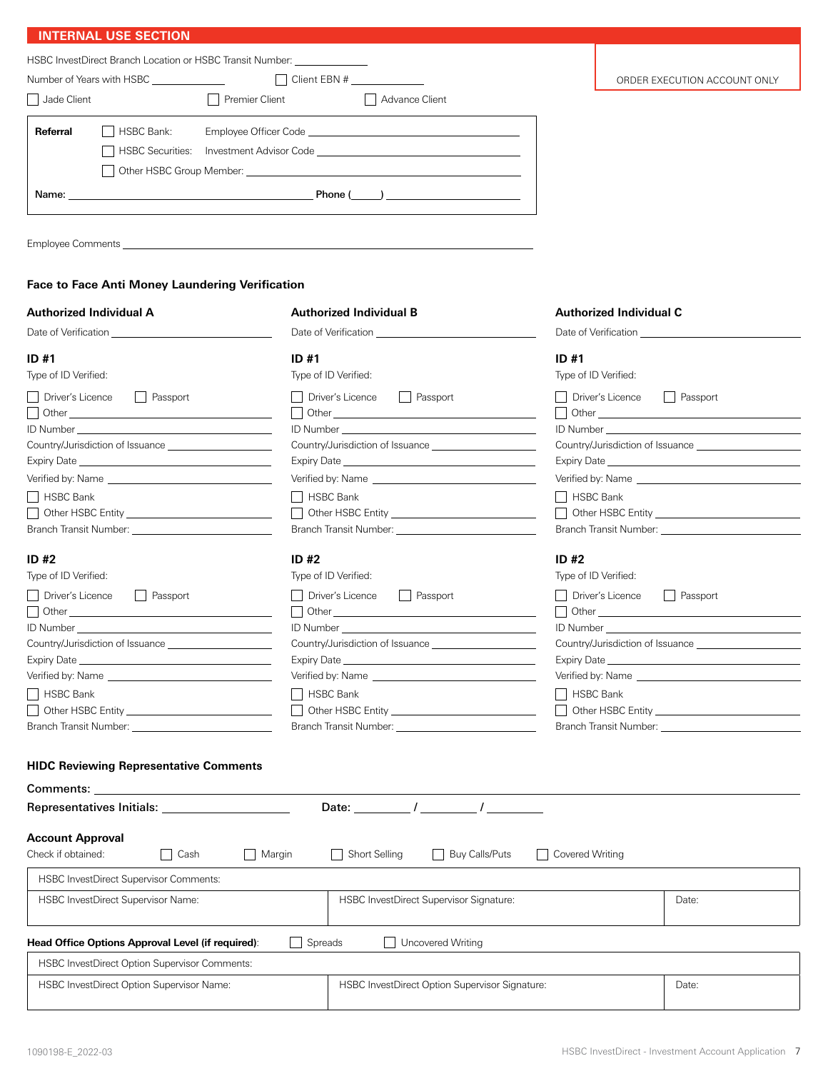## INTERNAL USE SECTION

HSBC InvestDirect Branch Location or HSBC Transit Number: ____________

Number of Years with HSBC ____________ ☐ Client EBN # ____________

☐ Jade Client ☐ Premier Client ☐ Advance Client

ORDER EXECUTION ACCOUNT ONLY

**Referral** ☐ HSBC Bank: Employee Officer Code ____________

☐ HSBC Securities: Investment Advisor Code ____________

☐ Other HSBC Group Member: ____________

**Name:** ____________ **Phone (_____)** ____________

Employee Comments ____________

### Face to Face Anti Money Laundering Verification

#### Authorized Individual A

Date of Verification ____________

**ID #1**

Type of ID Verified:

☐ Driver's Licence ☐ Passport

☐ Other ____________

ID Number ____________

Country/Jurisdiction of Issuance ____________

Expiry Date ____________

Verified by: Name ____________

☐ HSBC Bank

☐ Other HSBC Entity ____________

Branch Transit Number: ____________

**ID #2**

Type of ID Verified:

☐ Driver's Licence ☐ Passport

☐ Other ____________

ID Number ____________

Country/Jurisdiction of Issuance ____________

Expiry Date ____________

Verified by: Name ____________

☐ HSBC Bank

☐ Other HSBC Entity ____________

Branch Transit Number: ____________

#### Authorized Individual B

Date of Verification ____________

**ID #1**

Type of ID Verified:

☐ Driver's Licence ☐ Passport

☐ Other ____________

ID Number ____________

Country/Jurisdiction of Issuance ____________

Expiry Date ____________

Verified by: Name ____________

☐ HSBC Bank

☐ Other HSBC Entity ____________

Branch Transit Number: ____________

**ID #2**

Type of ID Verified:

☐ Driver's Licence ☐ Passport

☐ Other ____________

ID Number ____________

Country/Jurisdiction of Issuance ____________

Expiry Date ____________

Verified by: Name ____________

☐ HSBC Bank

☐ Other HSBC Entity ____________

Branch Transit Number: ____________

#### Authorized Individual C

Date of Verification ____________

**ID #1**

Type of ID Verified:

☐ Driver's Licence ☐ Passport

☐ Other ____________

ID Number ____________

Country/Jurisdiction of Issuance ____________

Expiry Date ____________

Verified by: Name ____________

☐ HSBC Bank

☐ Other HSBC Entity ____________

Branch Transit Number: ____________

**ID #2**

Type of ID Verified:

☐ Driver's Licence ☐ Passport

☐ Other ____________

ID Number ____________

Country/Jurisdiction of Issuance ____________

Expiry Date ____________

Verified by: Name ____________

☐ HSBC Bank

☐ Other HSBC Entity ____________

Branch Transit Number: ____________

### HIDC Reviewing Representative Comments

**Comments:** ____________

**Representatives Initials:** ____________ **Date:** _____ / _____ / _____

**Account Approval**

Check if obtained: ☐ Cash ☐ Margin ☐ Short Selling ☐ Buy Calls/Puts ☐ Covered Writing

| | | |
|---|---|---|
| HSBC InvestDirect Supervisor Comments: | | |
| HSBC InvestDirect Supervisor Name: | HSBC InvestDirect Supervisor Signature: | Date: |

**Head Office Options Approval Level (if required)**: ☐ Spreads ☐ Uncovered Writing

| | | |
|---|---|---|
| HSBC InvestDirect Option Supervisor Comments: | | |
| HSBC InvestDirect Option Supervisor Name: | HSBC InvestDirect Option Supervisor Signature: | Date: |

1090198-E_2022-03